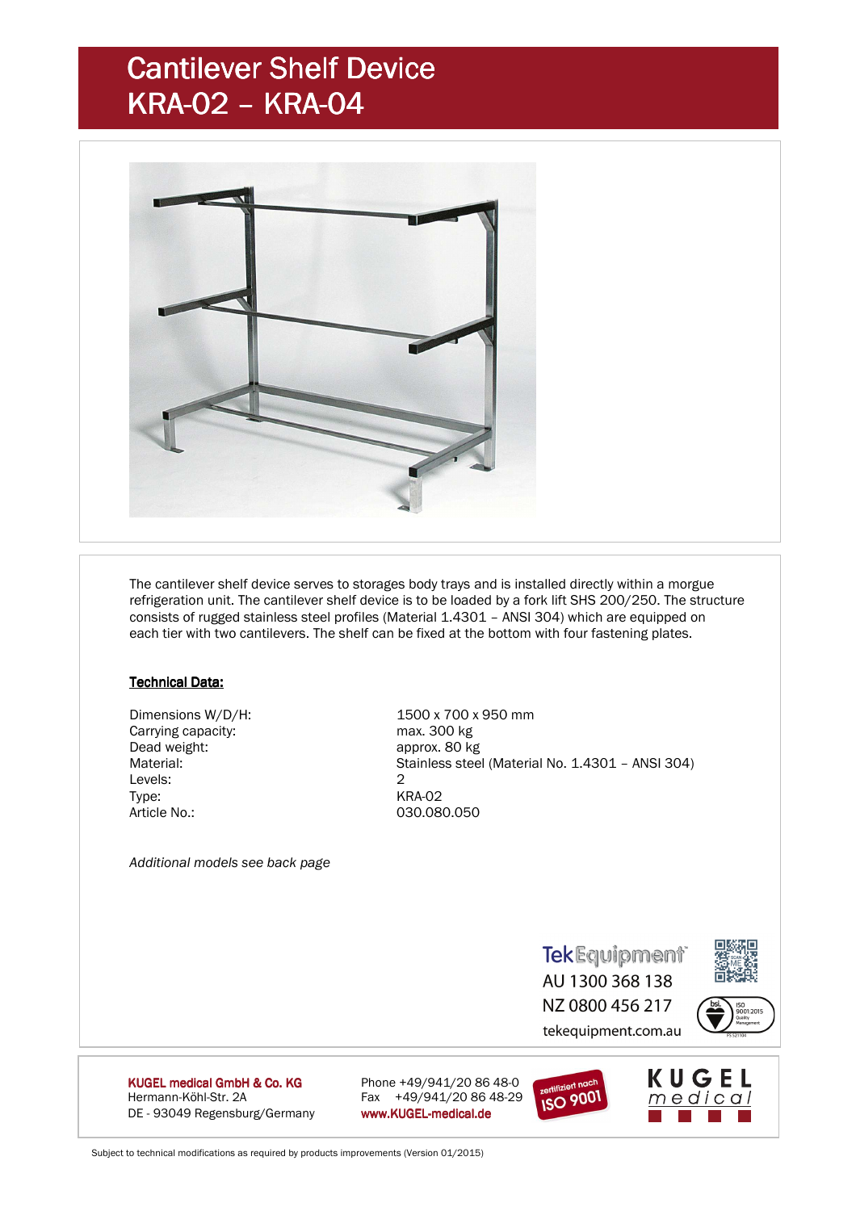# Cantilever Shelf Device
# KRA-02 – KRA-04

The cantilever shelf device serves to storages body trays and is installed directly within a morgue refrigeration unit. The cantilever shelf device is to be loaded by a fork lift SHS 200/250. The structure consists of rugged stainless steel profiles (Material 1.4301 – ANSI 304) which are equipped on each tier with two cantilevers. The shelf can be fixed at the bottom with four fastening plates.

**Technical Data:**

| | |
|---|---|
| Dimensions W/D/H: | 1500 x 700 x 950 mm |
| Carrying capacity: | max. 300 kg |
| Dead weight: | approx. 80 kg |
| Material: | Stainless steel (Material No. 1.4301 – ANSI 304) |
| Levels: | 2 |
| Type: | KRA-02 |
| Article No.: | 030.080.050 |

*Additional models see back page*

TekEquipment
AU 1300 368 138
NZ 0800 456 217
tekequipment.com.au

**KUGEL medical GmbH & Co. KG**
Hermann-Köhl-Str. 2A
DE - 93049 Regensburg/Germany

Phone +49/941/20 86 48-0
Fax +49/941/20 86 48-29
**www.KUGEL-medical.de**

zertifiziert nach ISO 9001

KUGEL medical

Subject to technical modifications as required by products improvements (Version 01/2015)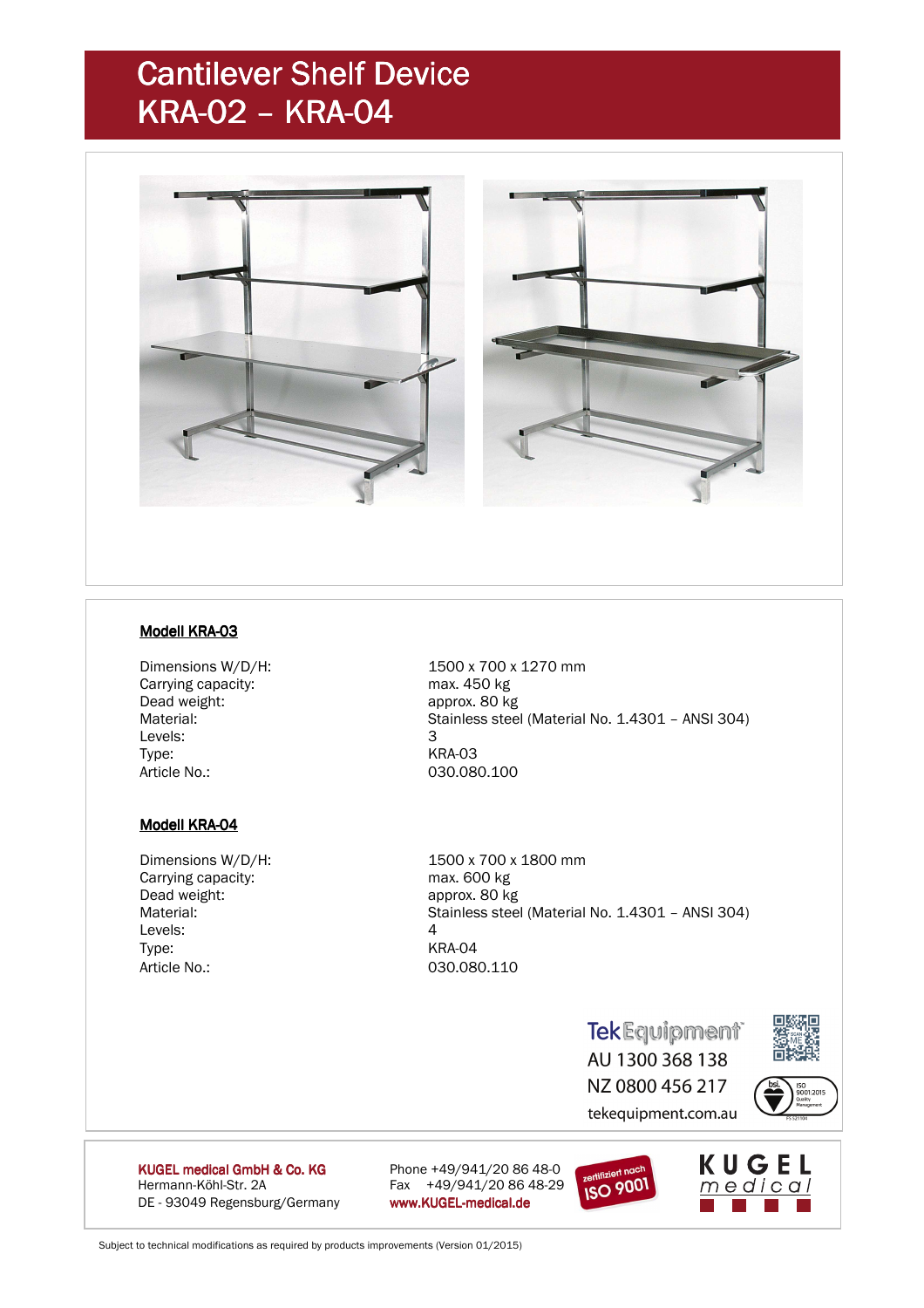# Cantilever Shelf Device
# KRA-02 – KRA-04

**Modell KRA-03**

| | |
|---|---|
| Dimensions W/D/H: | 1500 x 700 x 1270 mm |
| Carrying capacity: | max. 450 kg |
| Dead weight: | approx. 80 kg |
| Material: | Stainless steel (Material No. 1.4301 – ANSI 304) |
| Levels: | 3 |
| Type: | KRA-03 |
| Article No.: | 030.080.100 |

**Modell KRA-04**

| | |
|---|---|
| Dimensions W/D/H: | 1500 x 700 x 1800 mm |
| Carrying capacity: | max. 600 kg |
| Dead weight: | approx. 80 kg |
| Material: | Stainless steel (Material No. 1.4301 – ANSI 304) |
| Levels: | 4 |
| Type: | KRA-04 |
| Article No.: | 030.080.110 |

TekEquipment
AU 1300 368 138
NZ 0800 456 217
tekequipment.com.au

**KUGEL medical GmbH & Co. KG**
Hermann-Köhl-Str. 2A
DE - 93049 Regensburg/Germany

Phone +49/941/20 86 48-0
Fax +49/941/20 86 48-29
**www.KUGEL-medical.de**

zertifiziert nach ISO 9001

KUGEL medical

Subject to technical modifications as required by products improvements (Version 01/2015)